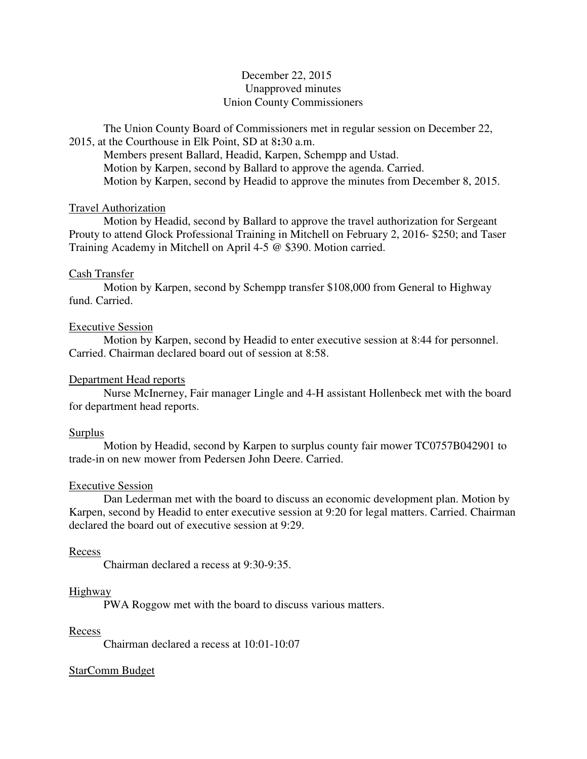December 22, 2015
Unapproved minutes
Union County Commissioners

The Union County Board of Commissioners met in regular session on December 22, 2015, at the Courthouse in Elk Point, SD at 8:30 a.m.

Members present Ballard, Headid, Karpen, Schempp and Ustad.

Motion by Karpen, second by Ballard to approve the agenda. Carried.

Motion by Karpen, second by Headid to approve the minutes from December 8, 2015.

Travel Authorization

Motion by Headid, second by Ballard to approve the travel authorization for Sergeant Prouty to attend Glock Professional Training in Mitchell on February 2, 2016- $250; and Taser Training Academy in Mitchell on April 4-5 @ $390. Motion carried.

Cash Transfer

Motion by Karpen, second by Schempp transfer $108,000 from General to Highway fund. Carried.

Executive Session

Motion by Karpen, second by Headid to enter executive session at 8:44 for personnel. Carried. Chairman declared board out of session at 8:58.

Department Head reports

Nurse McInerney, Fair manager Lingle and 4-H assistant Hollenbeck met with the board for department head reports.

Surplus

Motion by Headid, second by Karpen to surplus county fair mower TC0757B042901 to trade-in on new mower from Pedersen John Deere. Carried.

Executive Session

Dan Lederman met with the board to discuss an economic development plan. Motion by Karpen, second by Headid to enter executive session at 9:20 for legal matters. Carried. Chairman declared the board out of executive session at 9:29.

Recess

Chairman declared a recess at 9:30-9:35.

Highway

PWA Roggow met with the board to discuss various matters.

Recess

Chairman declared a recess at 10:01-10:07

StarComm Budget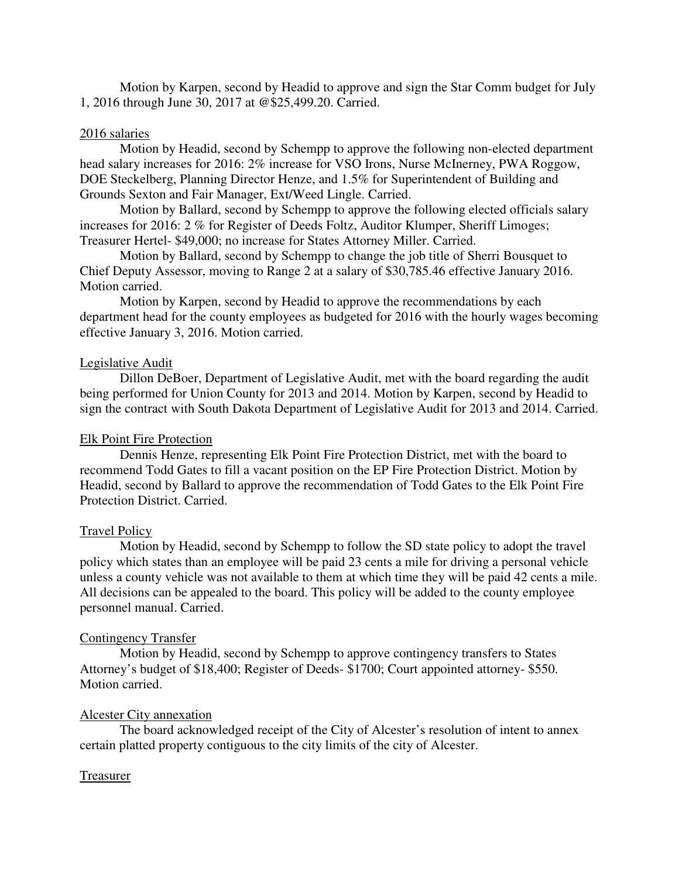Motion by Karpen, second by Headid to approve and sign the Star Comm budget for July 1, 2016 through June 30, 2017 at @$25,499.20. Carried.

2016 salaries

Motion by Headid, second by Schempp to approve the following non-elected department head salary increases for 2016: 2% increase for VSO Irons, Nurse McInerney, PWA Roggow, DOE Steckelberg, Planning Director Henze, and 1.5% for Superintendent of Building and Grounds Sexton and Fair Manager, Ext/Weed Lingle. Carried.

Motion by Ballard, second by Schempp to approve the following elected officials salary increases for 2016: 2 % for Register of Deeds Foltz, Auditor Klumper, Sheriff Limoges; Treasurer Hertel- $49,000; no increase for States Attorney Miller. Carried.

Motion by Ballard, second by Schempp to change the job title of Sherri Bousquet to Chief Deputy Assessor, moving to Range 2 at a salary of $30,785.46 effective January 2016. Motion carried.

Motion by Karpen, second by Headid to approve the recommendations by each department head for the county employees as budgeted for 2016 with the hourly wages becoming effective January 3, 2016. Motion carried.

Legislative Audit

Dillon DeBoer, Department of Legislative Audit, met with the board regarding the audit being performed for Union County for 2013 and 2014. Motion by Karpen, second by Headid to sign the contract with South Dakota Department of Legislative Audit for 2013 and 2014. Carried.

Elk Point Fire Protection

Dennis Henze, representing Elk Point Fire Protection District, met with the board to recommend Todd Gates to fill a vacant position on the EP Fire Protection District. Motion by Headid, second by Ballard to approve the recommendation of Todd Gates to the Elk Point Fire Protection District. Carried.

Travel Policy

Motion by Headid, second by Schempp to follow the SD state policy to adopt the travel policy which states than an employee will be paid 23 cents a mile for driving a personal vehicle unless a county vehicle was not available to them at which time they will be paid 42 cents a mile. All decisions can be appealed to the board. This policy will be added to the county employee personnel manual. Carried.

Contingency Transfer

Motion by Headid, second by Schempp to approve contingency transfers to States Attorney's budget of $18,400; Register of Deeds- $1700; Court appointed attorney- $550. Motion carried.

Alcester City annexation

The board acknowledged receipt of the City of Alcester's resolution of intent to annex certain platted property contiguous to the city limits of the city of Alcester.

Treasurer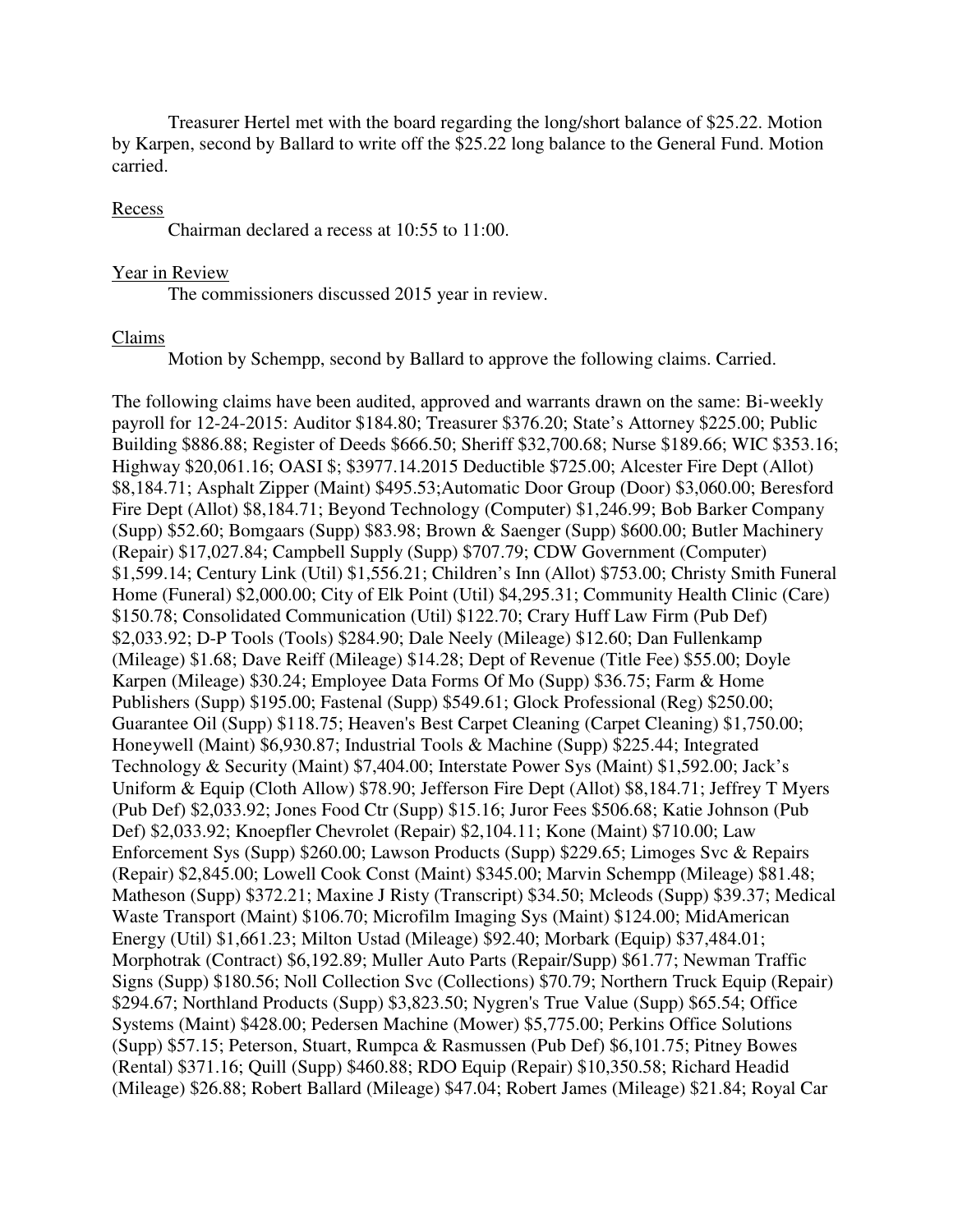Treasurer Hertel met with the board regarding the long/short balance of $25.22. Motion by Karpen, second by Ballard to write off the $25.22 long balance to the General Fund. Motion carried.

Recess

Chairman declared a recess at 10:55 to 11:00.

Year in Review

The commissioners discussed 2015 year in review.

Claims

Motion by Schempp, second by Ballard to approve the following claims. Carried.

The following claims have been audited, approved and warrants drawn on the same: Bi-weekly payroll for 12-24-2015: Auditor $184.80; Treasurer $376.20; State's Attorney $225.00; Public Building $886.88; Register of Deeds $666.50; Sheriff $32,700.68; Nurse $189.66; WIC $353.16; Highway $20,061.16; OASI $; $3977.14.2015 Deductible $725.00; Alcester Fire Dept (Allot) $8,184.71; Asphalt Zipper (Maint) $495.53;Automatic Door Group (Door) $3,060.00; Beresford Fire Dept (Allot) $8,184.71; Beyond Technology (Computer) $1,246.99; Bob Barker Company (Supp) $52.60; Bomgaars (Supp) $83.98; Brown & Saenger (Supp) $600.00; Butler Machinery (Repair) $17,027.84; Campbell Supply (Supp) $707.79; CDW Government (Computer) $1,599.14; Century Link (Util) $1,556.21; Children's Inn (Allot) $753.00; Christy Smith Funeral Home (Funeral) $2,000.00; City of Elk Point (Util) $4,295.31; Community Health Clinic (Care) $150.78; Consolidated Communication (Util) $122.70; Crary Huff Law Firm (Pub Def) $2,033.92; D-P Tools (Tools) $284.90; Dale Neely (Mileage) $12.60; Dan Fullenkamp (Mileage) $1.68; Dave Reiff (Mileage) $14.28; Dept of Revenue (Title Fee) $55.00; Doyle Karpen (Mileage) $30.24; Employee Data Forms Of Mo (Supp) $36.75; Farm & Home Publishers (Supp) $195.00; Fastenal (Supp) $549.61; Glock Professional (Reg) $250.00; Guarantee Oil (Supp) $118.75; Heaven's Best Carpet Cleaning (Carpet Cleaning) $1,750.00; Honeywell (Maint) $6,930.87; Industrial Tools & Machine (Supp) $225.44; Integrated Technology & Security (Maint) $7,404.00; Interstate Power Sys (Maint) $1,592.00; Jack's Uniform & Equip (Cloth Allow) $78.90; Jefferson Fire Dept (Allot) $8,184.71; Jeffrey T Myers (Pub Def) $2,033.92; Jones Food Ctr (Supp) $15.16; Juror Fees $506.68; Katie Johnson (Pub Def) $2,033.92; Knoepfler Chevrolet (Repair) $2,104.11; Kone (Maint) $710.00; Law Enforcement Sys (Supp) $260.00; Lawson Products (Supp) $229.65; Limoges Svc & Repairs (Repair) $2,845.00; Lowell Cook Const (Maint) $345.00; Marvin Schempp (Mileage) $81.48; Matheson (Supp) $372.21; Maxine J Risty (Transcript) $34.50; Mcleods (Supp) $39.37; Medical Waste Transport (Maint) $106.70; Microfilm Imaging Sys (Maint) $124.00; MidAmerican Energy (Util) $1,661.23; Milton Ustad (Mileage) $92.40; Morbark (Equip) $37,484.01; Morphotrak (Contract) $6,192.89; Muller Auto Parts (Repair/Supp) $61.77; Newman Traffic Signs (Supp) $180.56; Noll Collection Svc (Collections) $70.79; Northern Truck Equip (Repair) $294.67; Northland Products (Supp) $3,823.50; Nygren's True Value (Supp) $65.54; Office Systems (Maint) $428.00; Pedersen Machine (Mower) $5,775.00; Perkins Office Solutions (Supp) $57.15; Peterson, Stuart, Rumpca & Rasmussen (Pub Def) $6,101.75; Pitney Bowes (Rental) $371.16; Quill (Supp) $460.88; RDO Equip (Repair) $10,350.58; Richard Headid (Mileage) $26.88; Robert Ballard (Mileage) $47.04; Robert James (Mileage) $21.84; Royal Car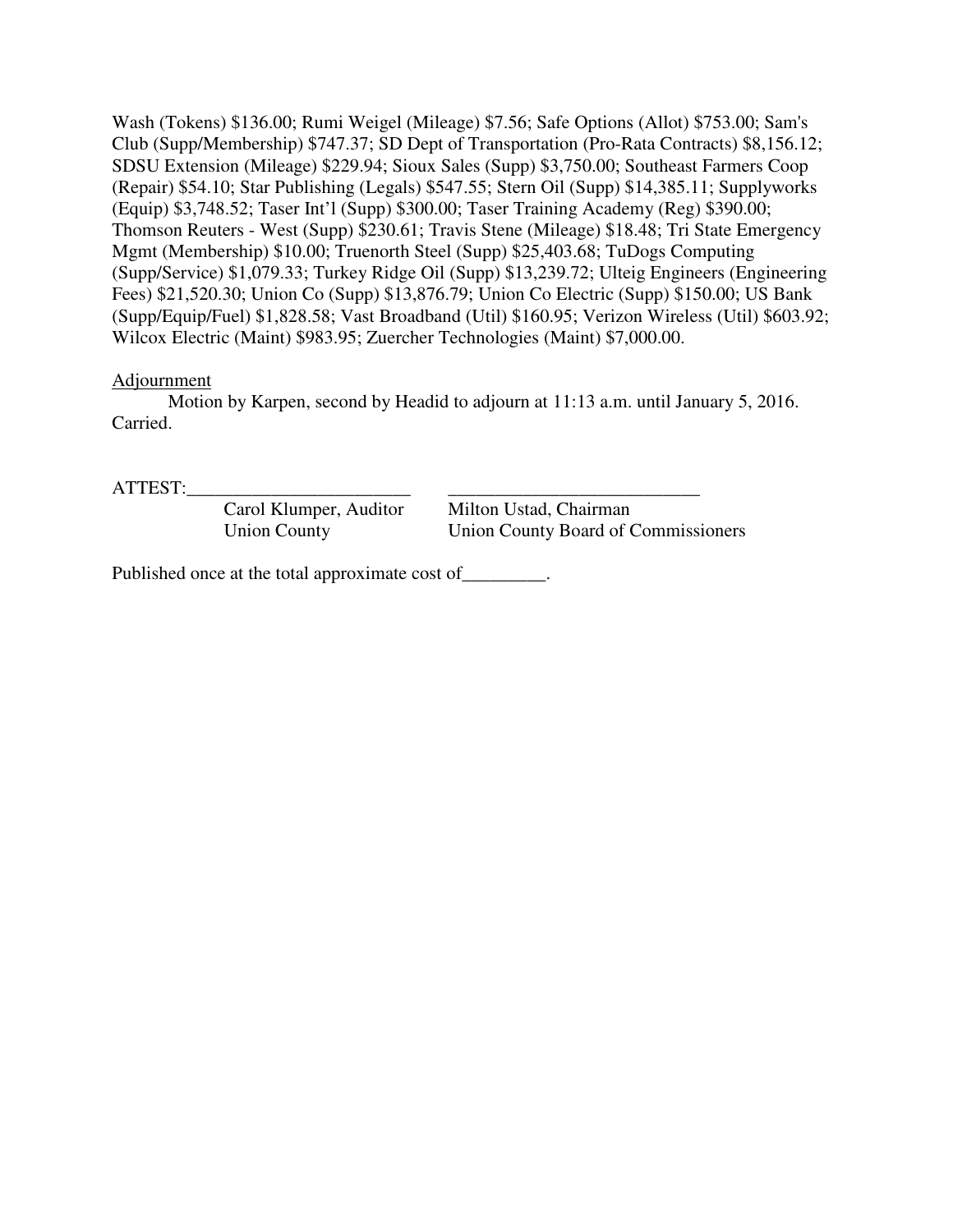Wash (Tokens) $136.00; Rumi Weigel (Mileage) $7.56; Safe Options (Allot) $753.00; Sam's Club (Supp/Membership) $747.37; SD Dept of Transportation (Pro-Rata Contracts) $8,156.12; SDSU Extension (Mileage) $229.94; Sioux Sales (Supp) $3,750.00; Southeast Farmers Coop (Repair) $54.10; Star Publishing (Legals) $547.55; Stern Oil (Supp) $14,385.11; Supplyworks (Equip) $3,748.52; Taser Int'l (Supp) $300.00; Taser Training Academy (Reg) $390.00; Thomson Reuters - West (Supp) $230.61; Travis Stene (Mileage) $18.48; Tri State Emergency Mgmt (Membership) $10.00; Truenorth Steel (Supp) $25,403.68; TuDogs Computing (Supp/Service) $1,079.33; Turkey Ridge Oil (Supp) $13,239.72; Ulteig Engineers (Engineering Fees) $21,520.30; Union Co (Supp) $13,876.79; Union Co Electric (Supp) $150.00; US Bank (Supp/Equip/Fuel) $1,828.58; Vast Broadband (Util) $160.95; Verizon Wireless (Util) $603.92; Wilcox Electric (Maint) $983.95; Zuercher Technologies (Maint) $7,000.00.

Adjournment

Motion by Karpen, second by Headid to adjourn at 11:13 a.m. until January 5, 2016. Carried.

ATTEST:________________________ ___________________________

Carol Klumper, Auditor
Union County

Milton Ustad, Chairman
Union County Board of Commissioners

Published once at the total approximate cost of_________.